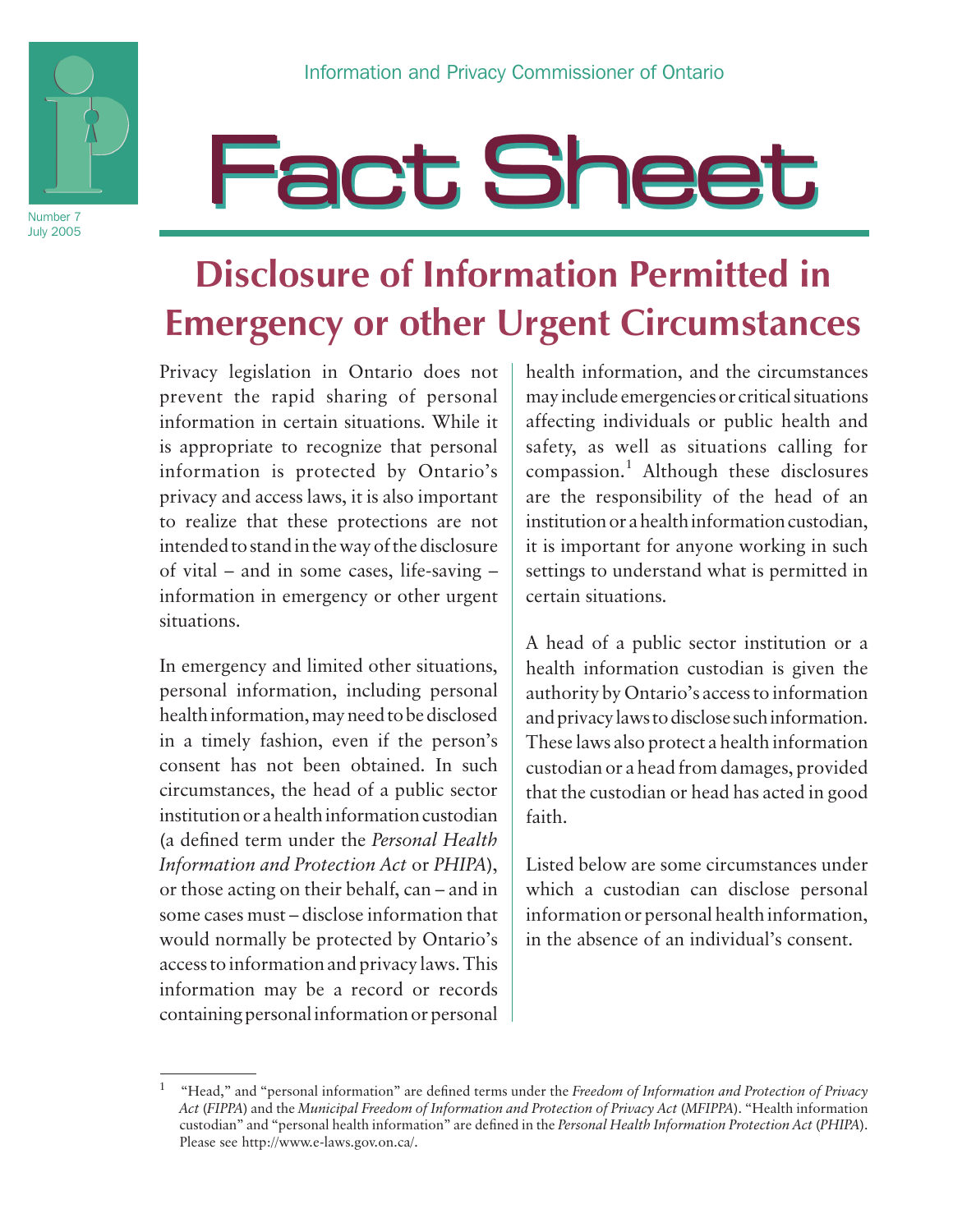Information and Privacy Commissioner of Ontario

# Fact Sheet

Number 7
July 2005

## Disclosure of Information Permitted in Emergency or other Urgent Circumstances

Privacy legislation in Ontario does not prevent the rapid sharing of personal information in certain situations. While it is appropriate to recognize that personal information is protected by Ontario's privacy and access laws, it is also important to realize that these protections are not intended to stand in the way of the disclosure of vital – and in some cases, life-saving – information in emergency or other urgent situations.

In emergency and limited other situations, personal information, including personal health information, may need to be disclosed in a timely fashion, even if the person's consent has not been obtained. In such circumstances, the head of a public sector institution or a health information custodian (a defined term under the *Personal Health Information and Protection Act* or *PHIPA*), or those acting on their behalf, can – and in some cases must – disclose information that would normally be protected by Ontario's access to information and privacy laws. This information may be a record or records containing personal information or personal health information, and the circumstances may include emergencies or critical situations affecting individuals or public health and safety, as well as situations calling for compassion.[1] Although these disclosures are the responsibility of the head of an institution or a health information custodian, it is important for anyone working in such settings to understand what is permitted in certain situations.

A head of a public sector institution or a health information custodian is given the authority by Ontario's access to information and privacy laws to disclose such information. These laws also protect a health information custodian or a head from damages, provided that the custodian or head has acted in good faith.

Listed below are some circumstances under which a custodian can disclose personal information or personal health information, in the absence of an individual's consent.

---

[1] "Head," and "personal information" are defined terms under the *Freedom of Information and Protection of Privacy Act* (*FIPPA*) and the *Municipal Freedom of Information and Protection of Privacy Act* (*MFIPPA*). "Health information custodian" and "personal health information" are defined in the *Personal Health Information Protection Act* (*PHIPA*). Please see http://www.e-laws.gov.on.ca/.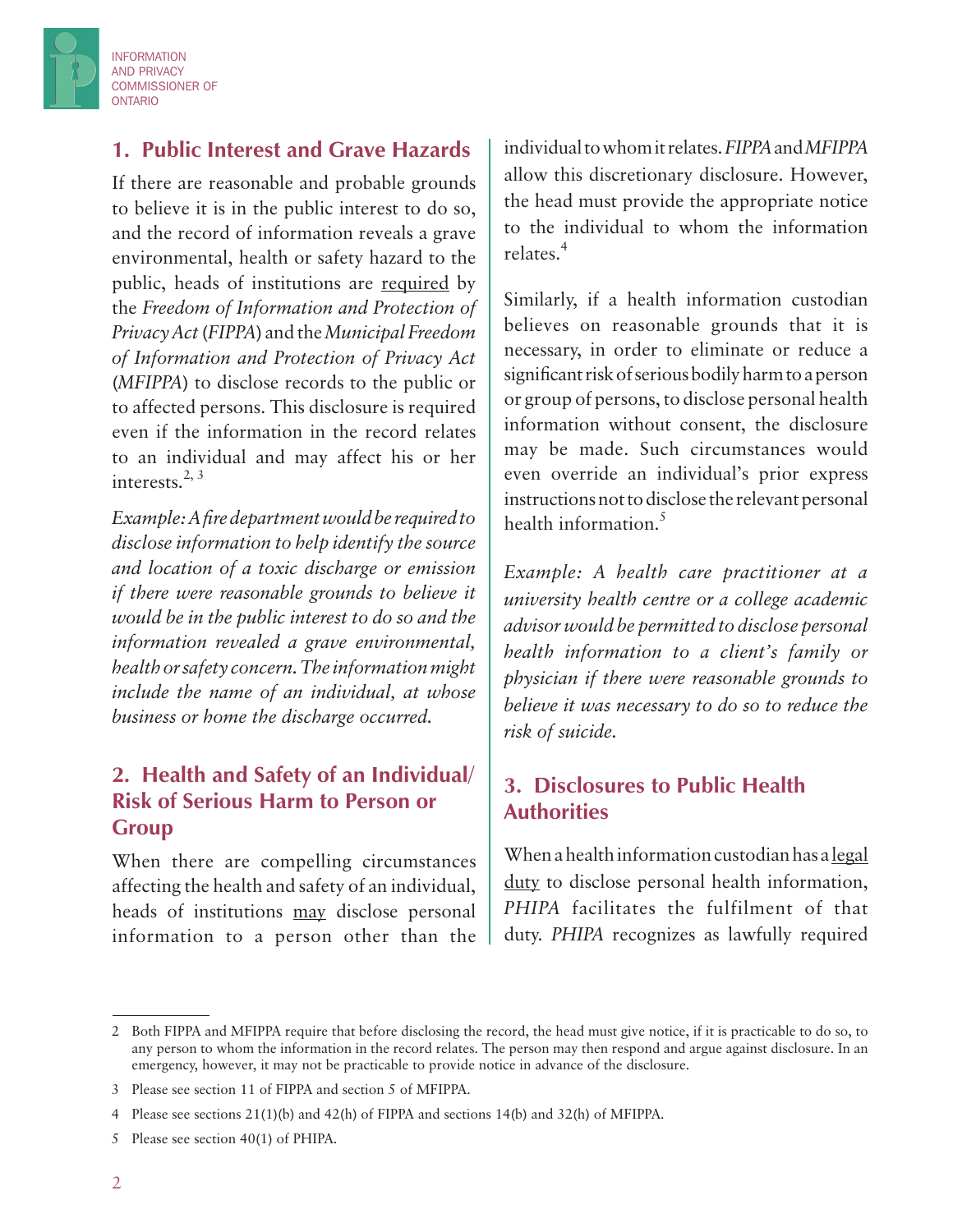## 1. Public Interest and Grave Hazards

If there are reasonable and probable grounds to believe it is in the public interest to do so, and the record of information reveals a grave environmental, health or safety hazard to the public, heads of institutions are required by the *Freedom of Information and Protection of Privacy Act* (*FIPPA*) and the *Municipal Freedom of Information and Protection of Privacy Act* (*MFIPPA*) to disclose records to the public or to affected persons. This disclosure is required even if the information in the record relates to an individual and may affect his or her interests.[2, 3]

*Example: A fire department would be required to disclose information to help identify the source and location of a toxic discharge or emission if there were reasonable grounds to believe it would be in the public interest to do so and the information revealed a grave environmental, health or safety concern. The information might include the name of an individual, at whose business or home the discharge occurred.*

## 2. Health and Safety of an Individual/ Risk of Serious Harm to Person or Group

When there are compelling circumstances affecting the health and safety of an individual, heads of institutions may disclose personal information to a person other than the individual to whom it relates. *FIPPA* and *MFIPPA* allow this discretionary disclosure. However, the head must provide the appropriate notice to the individual to whom the information relates.[4]

Similarly, if a health information custodian believes on reasonable grounds that it is necessary, in order to eliminate or reduce a significant risk of serious bodily harm to a person or group of persons, to disclose personal health information without consent, the disclosure may be made. Such circumstances would even override an individual's prior express instructions not to disclose the relevant personal health information.[5]

*Example: A health care practitioner at a university health centre or a college academic advisor would be permitted to disclose personal health information to a client's family or physician if there were reasonable grounds to believe it was necessary to do so to reduce the risk of suicide.*

## 3. Disclosures to Public Health Authorities

When a health information custodian has a legal duty to disclose personal health information, *PHIPA* facilitates the fulfilment of that duty. *PHIPA* recognizes as lawfully required

---

2 Both FIPPA and MFIPPA require that before disclosing the record, the head must give notice, if it is practicable to do so, to any person to whom the information in the record relates. The person may then respond and argue against disclosure. In an emergency, however, it may not be practicable to provide notice in advance of the disclosure.

3 Please see section 11 of FIPPA and section 5 of MFIPPA.

4 Please see sections 21(1)(b) and 42(h) of FIPPA and sections 14(b) and 32(h) of MFIPPA.

5 Please see section 40(1) of PHIPA.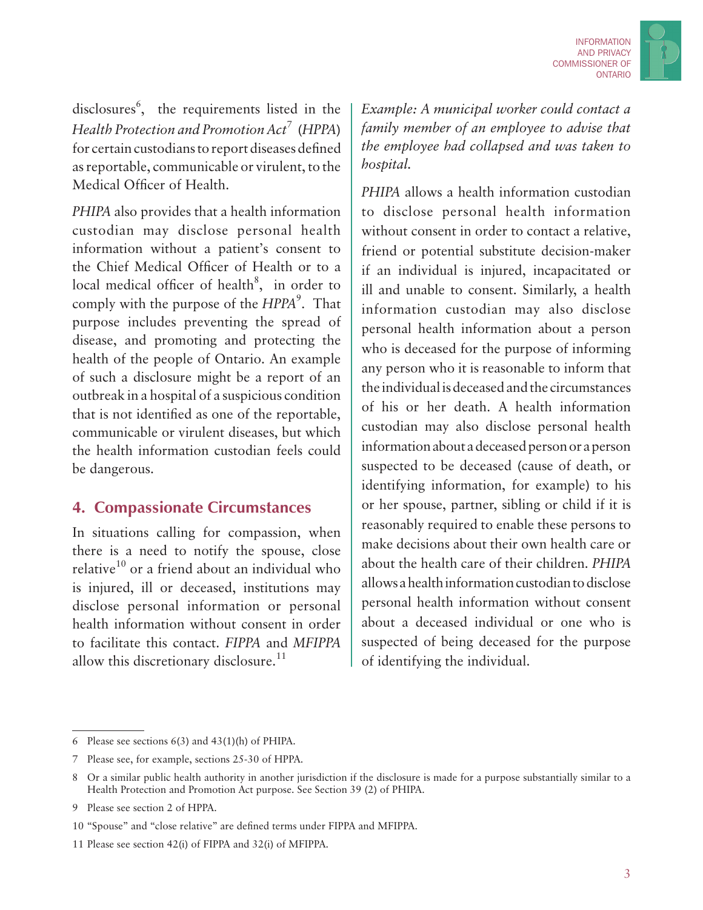disclosures[6], the requirements listed in the *Health Protection and Promotion Act*[7] (*HPPA*) for certain custodians to report diseases defined as reportable, communicable or virulent, to the Medical Officer of Health.

*PHIPA* also provides that a health information custodian may disclose personal health information without a patient's consent to the Chief Medical Officer of Health or to a local medical officer of health[8], in order to comply with the purpose of the *HPPA*[9]. That purpose includes preventing the spread of disease, and promoting and protecting the health of the people of Ontario. An example of such a disclosure might be a report of an outbreak in a hospital of a suspicious condition that is not identified as one of the reportable, communicable or virulent diseases, but which the health information custodian feels could be dangerous.

## 4. Compassionate Circumstances

In situations calling for compassion, when there is a need to notify the spouse, close relative[10] or a friend about an individual who is injured, ill or deceased, institutions may disclose personal information or personal health information without consent in order to facilitate this contact. *FIPPA* and *MFIPPA* allow this discretionary disclosure.[11]

*Example: A municipal worker could contact a family member of an employee to advise that the employee had collapsed and was taken to hospital.*

*PHIPA* allows a health information custodian to disclose personal health information without consent in order to contact a relative, friend or potential substitute decision-maker if an individual is injured, incapacitated or ill and unable to consent. Similarly, a health information custodian may also disclose personal health information about a person who is deceased for the purpose of informing any person who it is reasonable to inform that the individual is deceased and the circumstances of his or her death. A health information custodian may also disclose personal health information about a deceased person or a person suspected to be deceased (cause of death, or identifying information, for example) to his or her spouse, partner, sibling or child if it is reasonably required to enable these persons to make decisions about their own health care or about the health care of their children. *PHIPA* allows a health information custodian to disclose personal health information without consent about a deceased individual or one who is suspected of being deceased for the purpose of identifying the individual.

---

6 Please see sections 6(3) and 43(1)(h) of PHIPA.

7 Please see, for example, sections 25-30 of HPPA.

8 Or a similar public health authority in another jurisdiction if the disclosure is made for a purpose substantially similar to a Health Protection and Promotion Act purpose. See Section 39 (2) of PHIPA.

9 Please see section 2 of HPPA.

10 "Spouse" and "close relative" are defined terms under FIPPA and MFIPPA.

11 Please see section 42(i) of FIPPA and 32(i) of MFIPPA.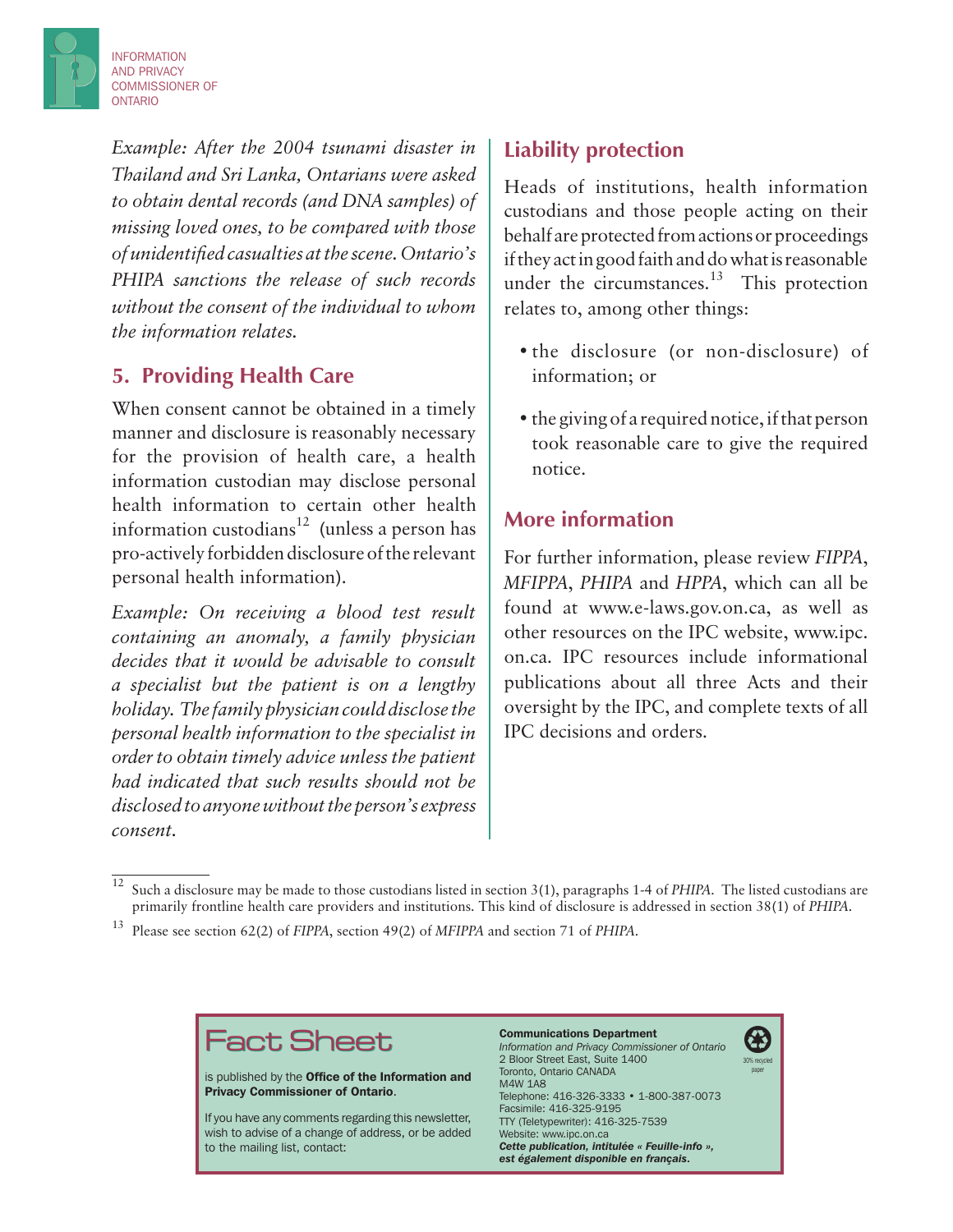*Example: After the 2004 tsunami disaster in Thailand and Sri Lanka, Ontarians were asked to obtain dental records (and DNA samples) of missing loved ones, to be compared with those of unidentified casualties at the scene. Ontario's PHIPA sanctions the release of such records without the consent of the individual to whom the information relates.*

## 5. Providing Health Care

When consent cannot be obtained in a timely manner and disclosure is reasonably necessary for the provision of health care, a health information custodian may disclose personal health information to certain other health information custodians[12] (unless a person has pro-actively forbidden disclosure of the relevant personal health information).

*Example: On receiving a blood test result containing an anomaly, a family physician decides that it would be advisable to consult a specialist but the patient is on a lengthy holiday. The family physician could disclose the personal health information to the specialist in order to obtain timely advice unless the patient had indicated that such results should not be disclosed to anyone without the person's express consent.*

## Liability protection

Heads of institutions, health information custodians and those people acting on their behalf are protected from actions or proceedings if they act in good faith and do what is reasonable under the circumstances.[13] This protection relates to, among other things:

- the disclosure (or non-disclosure) of information; or
- the giving of a required notice, if that person took reasonable care to give the required notice.

## More information

For further information, please review *FIPPA*, *MFIPPA*, *PHIPA* and *HPPA*, which can all be found at www.e-laws.gov.on.ca, as well as other resources on the IPC website, www.ipc.on.ca. IPC resources include informational publications about all three Acts and their oversight by the IPC, and complete texts of all IPC decisions and orders.

---

[12] Such a disclosure may be made to those custodians listed in section 3(1), paragraphs 1-4 of *PHIPA*. The listed custodians are primarily frontline health care providers and institutions. This kind of disclosure is addressed in section 38(1) of *PHIPA*.

[13] Please see section 62(2) of *FIPPA*, section 49(2) of *MFIPPA* and section 71 of *PHIPA*.

---

**Fact Sheet**

is published by the **Office of the Information and Privacy Commissioner of Ontario**.

If you have any comments regarding this newsletter, wish to advise of a change of address, or be added to the mailing list, contact:

**Communications Department**
*Information and Privacy Commissioner of Ontario*
2 Bloor Street East, Suite 1400
Toronto, Ontario CANADA
M4W 1A8
Telephone: 416-326-3333 • 1-800-387-0073
Facsimile: 416-325-9195
TTY (Teletypewriter): 416-325-7539
Website: www.ipc.on.ca
***Cette publication, intitulée « Feuille-info », est également disponible en français.***

30% recycled paper